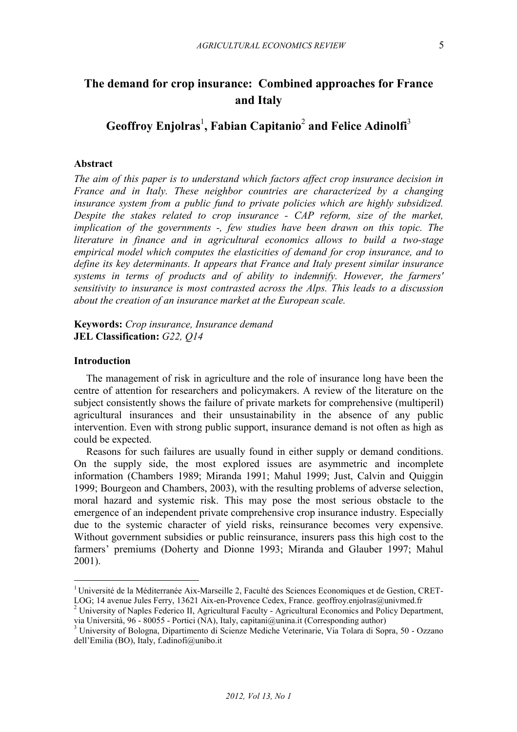# The demand for crop insurance: Combined approaches for France and Italy

## Geoffroy Enjolras[1], Fabian Capitanio[2] and Felice Adinolfi[3]

### Abstract

*The aim of this paper is to understand which factors affect crop insurance decision in France and in Italy. These neighbor countries are characterized by a changing insurance system from a public fund to private policies which are highly subsidized. Despite the stakes related to crop insurance - CAP reform, size of the market, implication of the governments -, few studies have been drawn on this topic. The literature in finance and in agricultural economics allows to build a two-stage empirical model which computes the elasticities of demand for crop insurance, and to define its key determinants. It appears that France and Italy present similar insurance systems in terms of products and of ability to indemnify. However, the farmers' sensitivity to insurance is most contrasted across the Alps. This leads to a discussion about the creation of an insurance market at the European scale.*

**Keywords:** *Crop insurance, Insurance demand*
**JEL Classification:** *G22, Q14*

### Introduction

The management of risk in agriculture and the role of insurance long have been the centre of attention for researchers and policymakers. A review of the literature on the subject consistently shows the failure of private markets for comprehensive (multiperil) agricultural insurances and their unsustainability in the absence of any public intervention. Even with strong public support, insurance demand is not often as high as could be expected.

Reasons for such failures are usually found in either supply or demand conditions. On the supply side, the most explored issues are asymmetric and incomplete information (Chambers 1989; Miranda 1991; Mahul 1999; Just, Calvin and Quiggin 1999; Bourgeon and Chambers, 2003), with the resulting problems of adverse selection, moral hazard and systemic risk. This may pose the most serious obstacle to the emergence of an independent private comprehensive crop insurance industry. Especially due to the systemic character of yield risks, reinsurance becomes very expensive. Without government subsidies or public reinsurance, insurers pass this high cost to the farmers' premiums (Doherty and Dionne 1993; Miranda and Glauber 1997; Mahul 2001).

---

[1] Université de la Méditerranée Aix-Marseille 2, Faculté des Sciences Economiques et de Gestion, CRET-LOG; 14 avenue Jules Ferry, 13621 Aix-en-Provence Cedex, France. geoffroy.enjolras@univmed.fr

[2] University of Naples Federico II, Agricultural Faculty - Agricultural Economics and Policy Department, via Università, 96 - 80055 - Portici (NA), Italy, capitani@unina.it (Corresponding author)

[3] University of Bologna, Dipartimento di Scienze Mediche Veterinarie, Via Tolara di Sopra, 50 - Ozzano dell'Emilia (BO), Italy, f.adinofi@unibo.it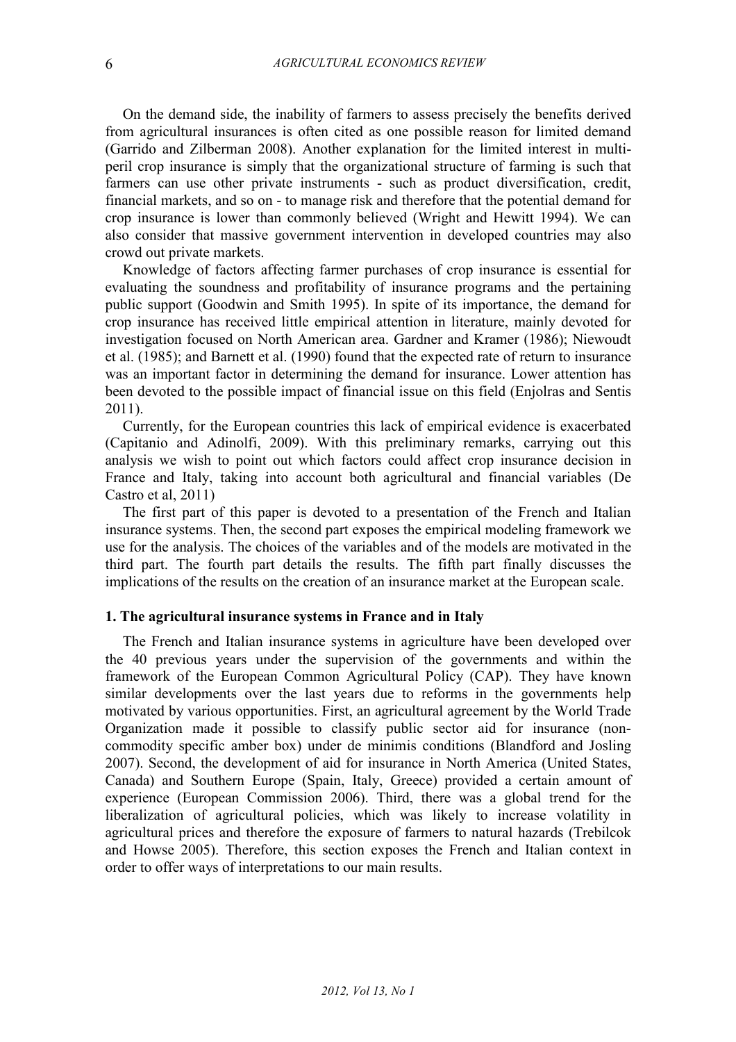On the demand side, the inability of farmers to assess precisely the benefits derived from agricultural insurances is often cited as one possible reason for limited demand (Garrido and Zilberman 2008). Another explanation for the limited interest in multi-peril crop insurance is simply that the organizational structure of farming is such that farmers can use other private instruments - such as product diversification, credit, financial markets, and so on - to manage risk and therefore that the potential demand for crop insurance is lower than commonly believed (Wright and Hewitt 1994). We can also consider that massive government intervention in developed countries may also crowd out private markets.

Knowledge of factors affecting farmer purchases of crop insurance is essential for evaluating the soundness and profitability of insurance programs and the pertaining public support (Goodwin and Smith 1995). In spite of its importance, the demand for crop insurance has received little empirical attention in literature, mainly devoted for investigation focused on North American area. Gardner and Kramer (1986); Niewoudt et al. (1985); and Barnett et al. (1990) found that the expected rate of return to insurance was an important factor in determining the demand for insurance. Lower attention has been devoted to the possible impact of financial issue on this field (Enjolras and Sentis 2011).

Currently, for the European countries this lack of empirical evidence is exacerbated (Capitanio and Adinolfi, 2009). With this preliminary remarks, carrying out this analysis we wish to point out which factors could affect crop insurance decision in France and Italy, taking into account both agricultural and financial variables (De Castro et al, 2011)

The first part of this paper is devoted to a presentation of the French and Italian insurance systems. Then, the second part exposes the empirical modeling framework we use for the analysis. The choices of the variables and of the models are motivated in the third part. The fourth part details the results. The fifth part finally discusses the implications of the results on the creation of an insurance market at the European scale.

## 1. The agricultural insurance systems in France and in Italy

The French and Italian insurance systems in agriculture have been developed over the 40 previous years under the supervision of the governments and within the framework of the European Common Agricultural Policy (CAP). They have known similar developments over the last years due to reforms in the governments help motivated by various opportunities. First, an agricultural agreement by the World Trade Organization made it possible to classify public sector aid for insurance (non-commodity specific amber box) under de minimis conditions (Blandford and Josling 2007). Second, the development of aid for insurance in North America (United States, Canada) and Southern Europe (Spain, Italy, Greece) provided a certain amount of experience (European Commission 2006). Third, there was a global trend for the liberalization of agricultural policies, which was likely to increase volatility in agricultural prices and therefore the exposure of farmers to natural hazards (Trebilcok and Howse 2005). Therefore, this section exposes the French and Italian context in order to offer ways of interpretations to our main results.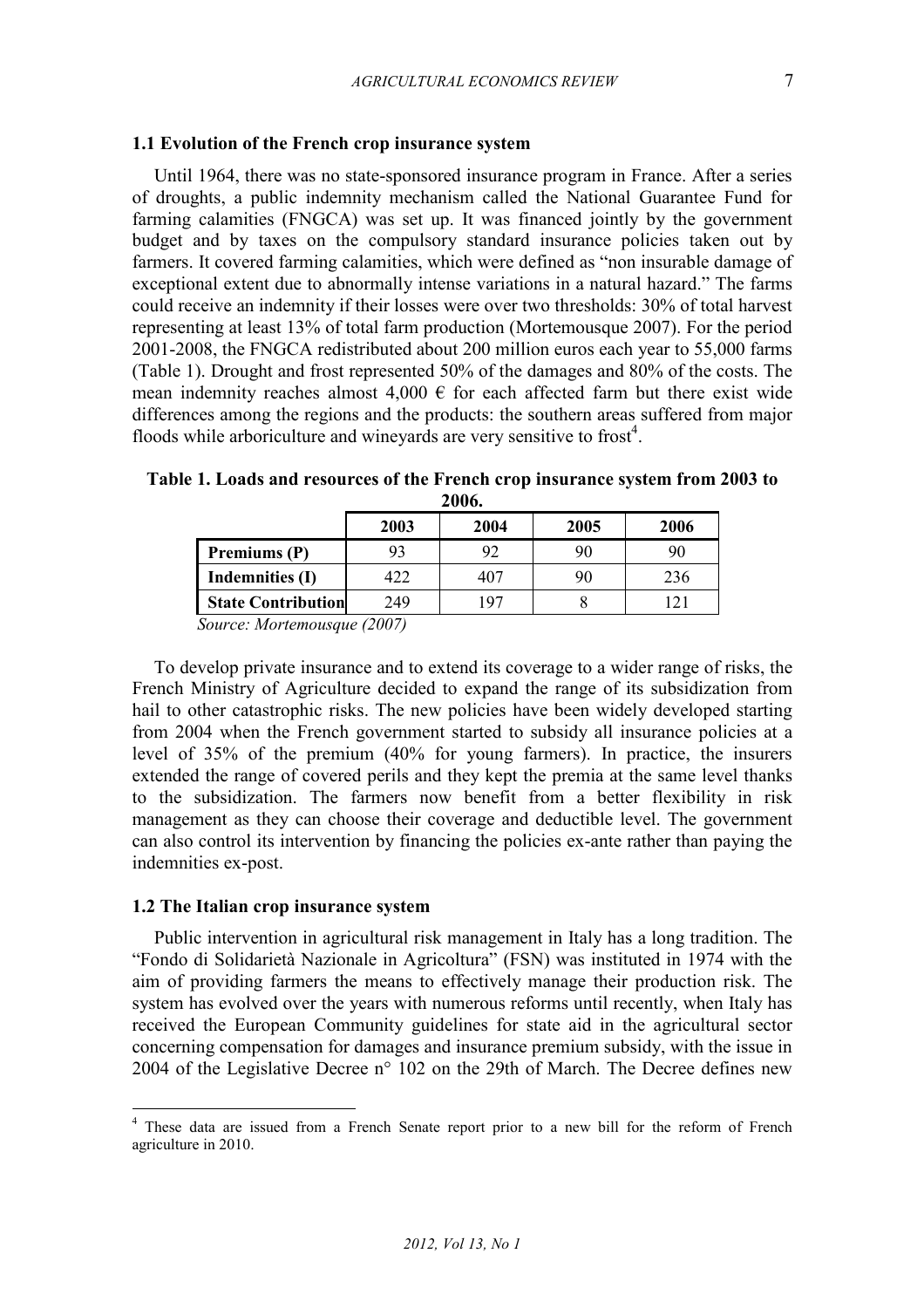### 1.1 Evolution of the French crop insurance system

Until 1964, there was no state-sponsored insurance program in France. After a series of droughts, a public indemnity mechanism called the National Guarantee Fund for farming calamities (FNGCA) was set up. It was financed jointly by the government budget and by taxes on the compulsory standard insurance policies taken out by farmers. It covered farming calamities, which were defined as "non insurable damage of exceptional extent due to abnormally intense variations in a natural hazard." The farms could receive an indemnity if their losses were over two thresholds: 30% of total harvest representing at least 13% of total farm production (Mortemousque 2007). For the period 2001-2008, the FNGCA redistributed about 200 million euros each year to 55,000 farms (Table 1). Drought and frost represented 50% of the damages and 80% of the costs. The mean indemnity reaches almost 4,000 € for each affected farm but there exist wide differences among the regions and the products: the southern areas suffered from major floods while arboriculture and wineyards are very sensitive to frost[4].

**Table 1. Loads and resources of the French crop insurance system from 2003 to 2006.**

| | 2003 | 2004 | 2005 | 2006 |
|---|---|---|---|---|
| **Premiums (P)** | 93 | 92 | 90 | 90 |
| **Indemnities (I)** | 422 | 407 | 90 | 236 |
| **State Contribution** | 249 | 197 | 8 | 121 |

*Source: Mortemousque (2007)*

To develop private insurance and to extend its coverage to a wider range of risks, the French Ministry of Agriculture decided to expand the range of its subsidization from hail to other catastrophic risks. The new policies have been widely developed starting from 2004 when the French government started to subsidy all insurance policies at a level of 35% of the premium (40% for young farmers). In practice, the insurers extended the range of covered perils and they kept the premia at the same level thanks to the subsidization. The farmers now benefit from a better flexibility in risk management as they can choose their coverage and deductible level. The government can also control its intervention by financing the policies ex-ante rather than paying the indemnities ex-post.

### 1.2 The Italian crop insurance system

Public intervention in agricultural risk management in Italy has a long tradition. The "Fondo di Solidarietà Nazionale in Agricoltura" (FSN) was instituted in 1974 with the aim of providing farmers the means to effectively manage their production risk. The system has evolved over the years with numerous reforms until recently, when Italy has received the European Community guidelines for state aid in the agricultural sector concerning compensation for damages and insurance premium subsidy, with the issue in 2004 of the Legislative Decree n° 102 on the 29th of March. The Decree defines new

[4] These data are issued from a French Senate report prior to a new bill for the reform of French agriculture in 2010.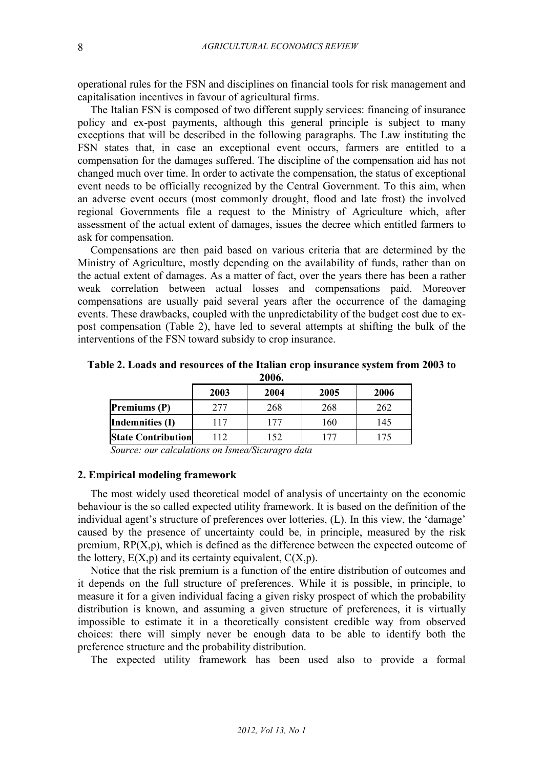operational rules for the FSN and disciplines on financial tools for risk management and capitalisation incentives in favour of agricultural firms.

The Italian FSN is composed of two different supply services: financing of insurance policy and ex-post payments, although this general principle is subject to many exceptions that will be described in the following paragraphs. The Law instituting the FSN states that, in case an exceptional event occurs, farmers are entitled to a compensation for the damages suffered. The discipline of the compensation aid has not changed much over time. In order to activate the compensation, the status of exceptional event needs to be officially recognized by the Central Government. To this aim, when an adverse event occurs (most commonly drought, flood and late frost) the involved regional Governments file a request to the Ministry of Agriculture which, after assessment of the actual extent of damages, issues the decree which entitled farmers to ask for compensation.

Compensations are then paid based on various criteria that are determined by the Ministry of Agriculture, mostly depending on the availability of funds, rather than on the actual extent of damages. As a matter of fact, over the years there has been a rather weak correlation between actual losses and compensations paid. Moreover compensations are usually paid several years after the occurrence of the damaging events. These drawbacks, coupled with the unpredictability of the budget cost due to ex-post compensation (Table 2), have led to several attempts at shifting the bulk of the interventions of the FSN toward subsidy to crop insurance.

**Table 2. Loads and resources of the Italian crop insurance system from 2003 to 2006.**

| | 2003 | 2004 | 2005 | 2006 |
|---|---|---|---|---|
| **Premiums (P)** | 277 | 268 | 268 | 262 |
| **Indemnities (I)** | 117 | 177 | 160 | 145 |
| **State Contribution** | 112 | 152 | 177 | 175 |

*Source: our calculations on Ismea/Sicuragro data*

## 2. Empirical modeling framework

The most widely used theoretical model of analysis of uncertainty on the economic behaviour is the so called expected utility framework. It is based on the definition of the individual agent's structure of preferences over lotteries, (L). In this view, the 'damage' caused by the presence of uncertainty could be, in principle, measured by the risk premium, RP(X,p), which is defined as the difference between the expected outcome of the lottery, E(X,p) and its certainty equivalent, C(X,p).

Notice that the risk premium is a function of the entire distribution of outcomes and it depends on the full structure of preferences. While it is possible, in principle, to measure it for a given individual facing a given risky prospect of which the probability distribution is known, and assuming a given structure of preferences, it is virtually impossible to estimate it in a theoretically consistent credible way from observed choices: there will simply never be enough data to be able to identify both the preference structure and the probability distribution.

The expected utility framework has been used also to provide a formal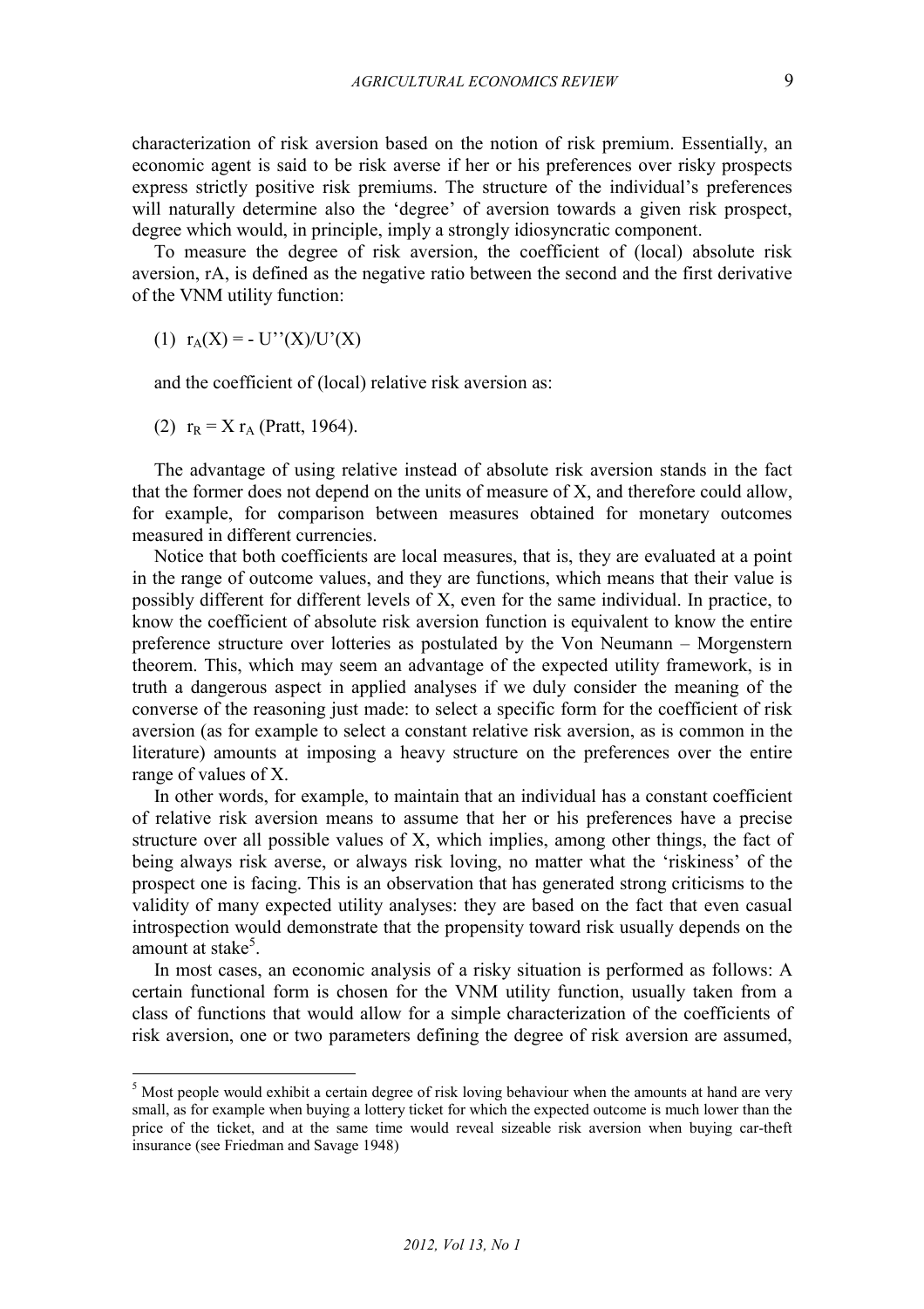characterization of risk aversion based on the notion of risk premium. Essentially, an economic agent is said to be risk averse if her or his preferences over risky prospects express strictly positive risk premiums. The structure of the individual's preferences will naturally determine also the 'degree' of aversion towards a given risk prospect, degree which would, in principle, imply a strongly idiosyncratic component.

To measure the degree of risk aversion, the coefficient of (local) absolute risk aversion, rA, is defined as the negative ratio between the second and the first derivative of the VNM utility function:

(1) $r_A(X) = - U''(X)/U'(X)$

and the coefficient of (local) relative risk aversion as:

(2) $r_R = X\, r_A$ (Pratt, 1964).

The advantage of using relative instead of absolute risk aversion stands in the fact that the former does not depend on the units of measure of X, and therefore could allow, for example, for comparison between measures obtained for monetary outcomes measured in different currencies.

Notice that both coefficients are local measures, that is, they are evaluated at a point in the range of outcome values, and they are functions, which means that their value is possibly different for different levels of X, even for the same individual. In practice, to know the coefficient of absolute risk aversion function is equivalent to know the entire preference structure over lotteries as postulated by the Von Neumann – Morgenstern theorem. This, which may seem an advantage of the expected utility framework, is in truth a dangerous aspect in applied analyses if we duly consider the meaning of the converse of the reasoning just made: to select a specific form for the coefficient of risk aversion (as for example to select a constant relative risk aversion, as is common in the literature) amounts at imposing a heavy structure on the preferences over the entire range of values of X.

In other words, for example, to maintain that an individual has a constant coefficient of relative risk aversion means to assume that her or his preferences have a precise structure over all possible values of X, which implies, among other things, the fact of being always risk averse, or always risk loving, no matter what the 'riskiness' of the prospect one is facing. This is an observation that has generated strong criticisms to the validity of many expected utility analyses: they are based on the fact that even casual introspection would demonstrate that the propensity toward risk usually depends on the amount at stake[5].

In most cases, an economic analysis of a risky situation is performed as follows: A certain functional form is chosen for the VNM utility function, usually taken from a class of functions that would allow for a simple characterization of the coefficients of risk aversion, one or two parameters defining the degree of risk aversion are assumed,

[5] Most people would exhibit a certain degree of risk loving behaviour when the amounts at hand are very small, as for example when buying a lottery ticket for which the expected outcome is much lower than the price of the ticket, and at the same time would reveal sizeable risk aversion when buying car-theft insurance (see Friedman and Savage 1948)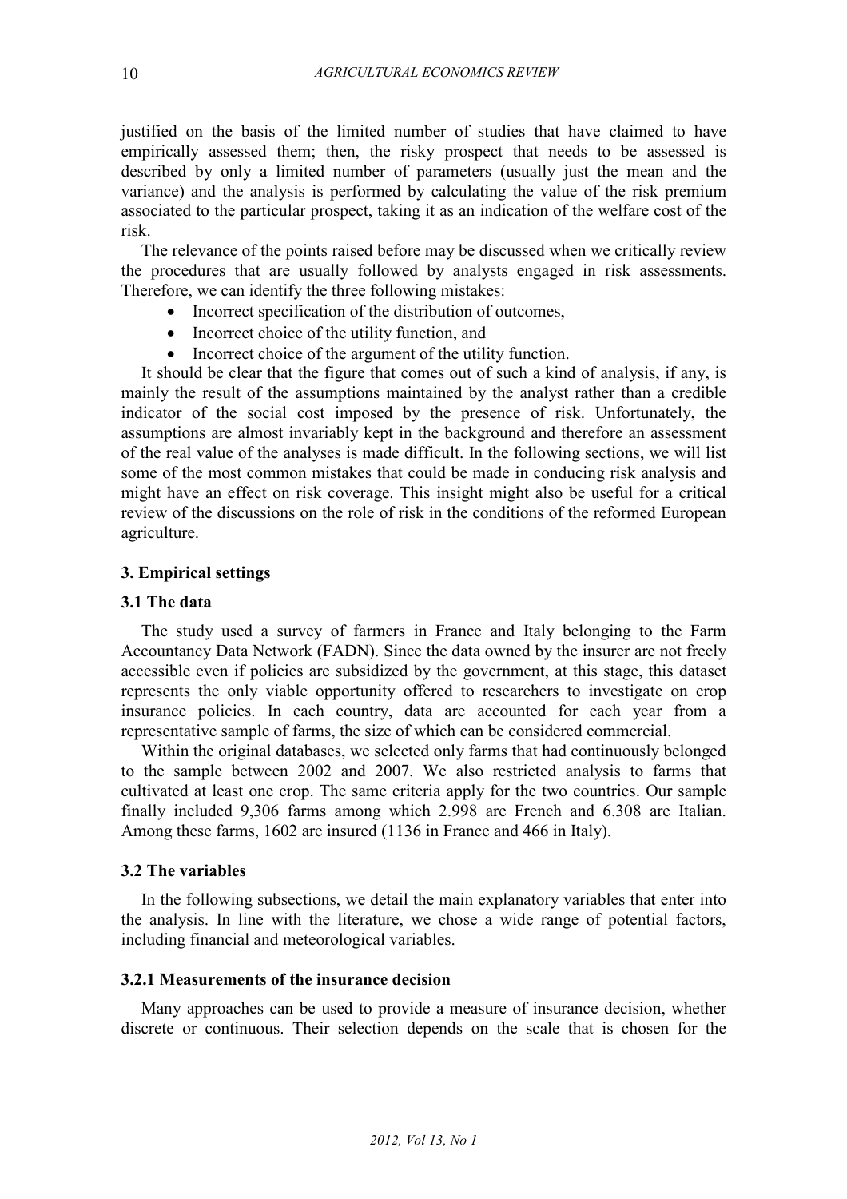justified on the basis of the limited number of studies that have claimed to have empirically assessed them; then, the risky prospect that needs to be assessed is described by only a limited number of parameters (usually just the mean and the variance) and the analysis is performed by calculating the value of the risk premium associated to the particular prospect, taking it as an indication of the welfare cost of the risk.

The relevance of the points raised before may be discussed when we critically review the procedures that are usually followed by analysts engaged in risk assessments. Therefore, we can identify the three following mistakes:

- Incorrect specification of the distribution of outcomes,
- Incorrect choice of the utility function, and
- Incorrect choice of the argument of the utility function.

It should be clear that the figure that comes out of such a kind of analysis, if any, is mainly the result of the assumptions maintained by the analyst rather than a credible indicator of the social cost imposed by the presence of risk. Unfortunately, the assumptions are almost invariably kept in the background and therefore an assessment of the real value of the analyses is made difficult. In the following sections, we will list some of the most common mistakes that could be made in conducing risk analysis and might have an effect on risk coverage. This insight might also be useful for a critical review of the discussions on the role of risk in the conditions of the reformed European agriculture.

## 3. Empirical settings

### 3.1 The data

The study used a survey of farmers in France and Italy belonging to the Farm Accountancy Data Network (FADN). Since the data owned by the insurer are not freely accessible even if policies are subsidized by the government, at this stage, this dataset represents the only viable opportunity offered to researchers to investigate on crop insurance policies. In each country, data are accounted for each year from a representative sample of farms, the size of which can be considered commercial.

Within the original databases, we selected only farms that had continuously belonged to the sample between 2002 and 2007. We also restricted analysis to farms that cultivated at least one crop. The same criteria apply for the two countries. Our sample finally included 9,306 farms among which 2.998 are French and 6.308 are Italian. Among these farms, 1602 are insured (1136 in France and 466 in Italy).

### 3.2 The variables

In the following subsections, we detail the main explanatory variables that enter into the analysis. In line with the literature, we chose a wide range of potential factors, including financial and meteorological variables.

#### 3.2.1 Measurements of the insurance decision

Many approaches can be used to provide a measure of insurance decision, whether discrete or continuous. Their selection depends on the scale that is chosen for the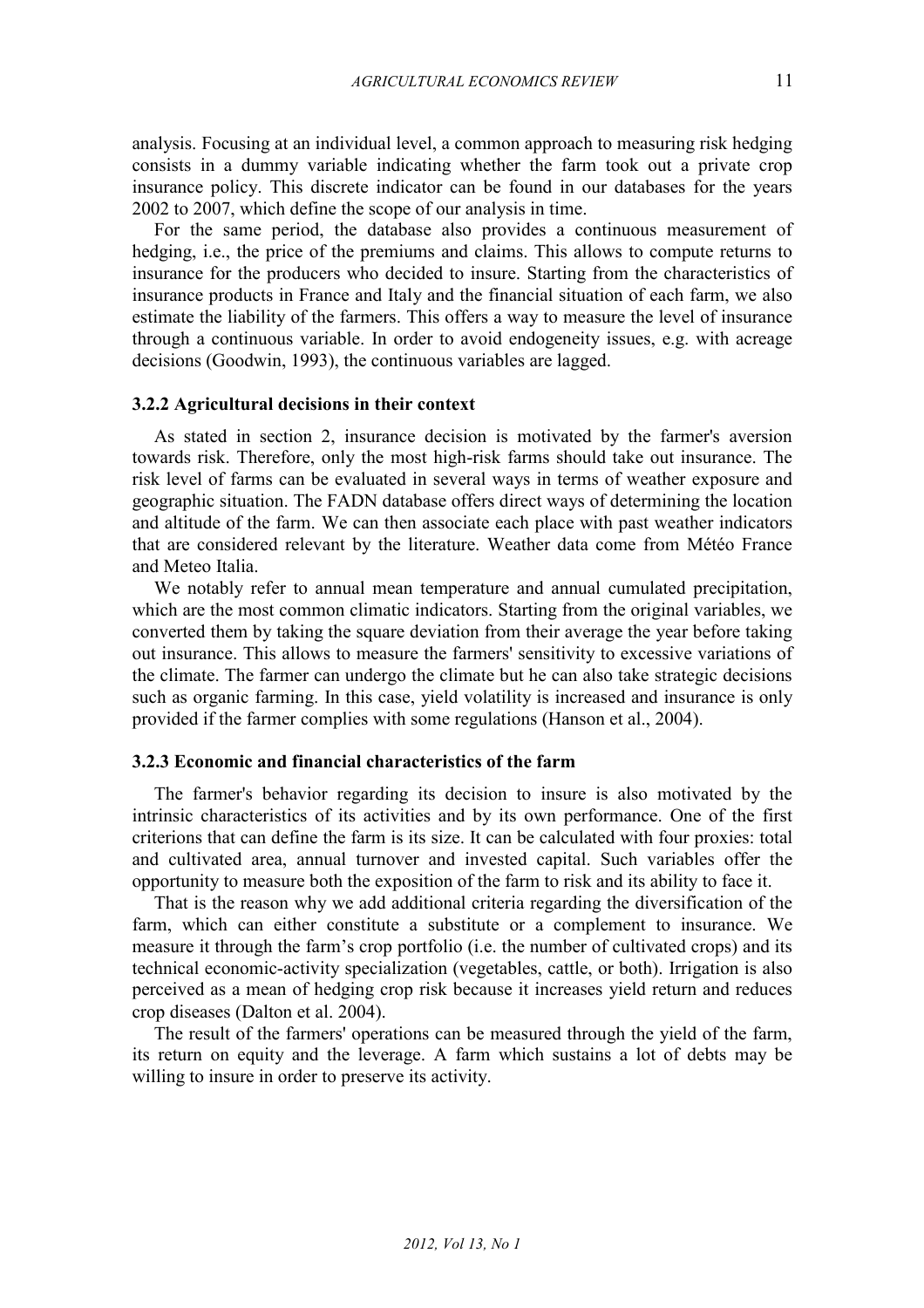analysis. Focusing at an individual level, a common approach to measuring risk hedging consists in a dummy variable indicating whether the farm took out a private crop insurance policy. This discrete indicator can be found in our databases for the years 2002 to 2007, which define the scope of our analysis in time.

For the same period, the database also provides a continuous measurement of hedging, i.e., the price of the premiums and claims. This allows to compute returns to insurance for the producers who decided to insure. Starting from the characteristics of insurance products in France and Italy and the financial situation of each farm, we also estimate the liability of the farmers. This offers a way to measure the level of insurance through a continuous variable. In order to avoid endogeneity issues, e.g. with acreage decisions (Goodwin, 1993), the continuous variables are lagged.

### 3.2.2 Agricultural decisions in their context

As stated in section 2, insurance decision is motivated by the farmer's aversion towards risk. Therefore, only the most high-risk farms should take out insurance. The risk level of farms can be evaluated in several ways in terms of weather exposure and geographic situation. The FADN database offers direct ways of determining the location and altitude of the farm. We can then associate each place with past weather indicators that are considered relevant by the literature. Weather data come from Météo France and Meteo Italia.

We notably refer to annual mean temperature and annual cumulated precipitation, which are the most common climatic indicators. Starting from the original variables, we converted them by taking the square deviation from their average the year before taking out insurance. This allows to measure the farmers' sensitivity to excessive variations of the climate. The farmer can undergo the climate but he can also take strategic decisions such as organic farming. In this case, yield volatility is increased and insurance is only provided if the farmer complies with some regulations (Hanson et al., 2004).

### 3.2.3 Economic and financial characteristics of the farm

The farmer's behavior regarding its decision to insure is also motivated by the intrinsic characteristics of its activities and by its own performance. One of the first criterions that can define the farm is its size. It can be calculated with four proxies: total and cultivated area, annual turnover and invested capital. Such variables offer the opportunity to measure both the exposition of the farm to risk and its ability to face it.

That is the reason why we add additional criteria regarding the diversification of the farm, which can either constitute a substitute or a complement to insurance. We measure it through the farm's crop portfolio (i.e. the number of cultivated crops) and its technical economic-activity specialization (vegetables, cattle, or both). Irrigation is also perceived as a mean of hedging crop risk because it increases yield return and reduces crop diseases (Dalton et al. 2004).

The result of the farmers' operations can be measured through the yield of the farm, its return on equity and the leverage. A farm which sustains a lot of debts may be willing to insure in order to preserve its activity.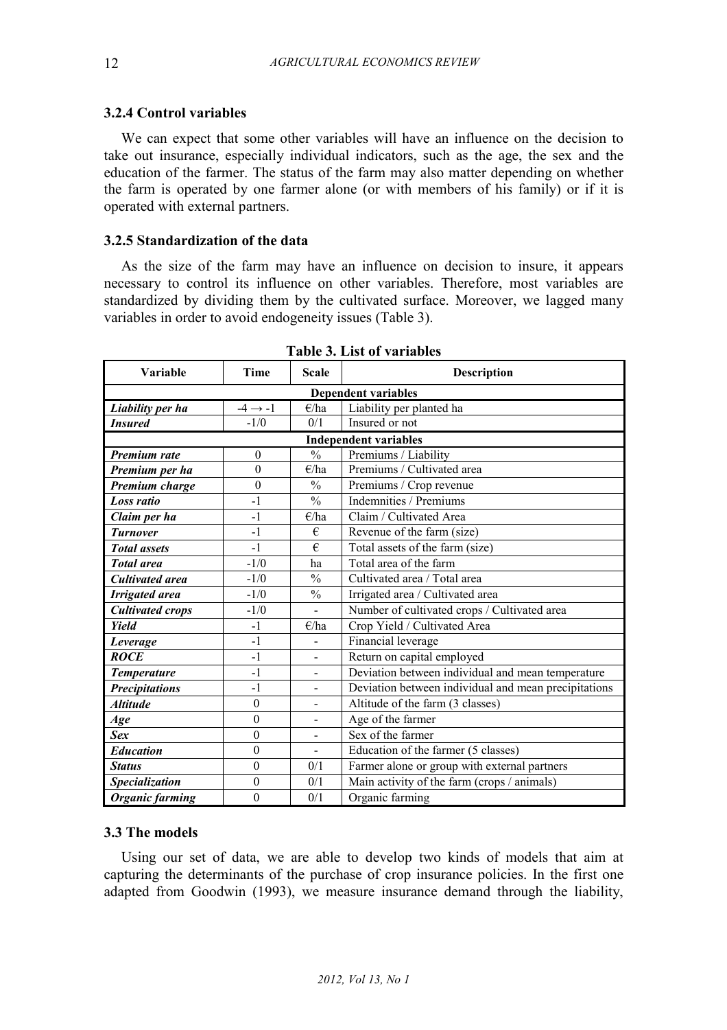### 3.2.4 Control variables

We can expect that some other variables will have an influence on the decision to take out insurance, especially individual indicators, such as the age, the sex and the education of the farmer. The status of the farm may also matter depending on whether the farm is operated by one farmer alone (or with members of his family) or if it is operated with external partners.

### 3.2.5 Standardization of the data

As the size of the farm may have an influence on decision to insure, it appears necessary to control its influence on other variables. Therefore, most variables are standardized by dividing them by the cultivated surface. Moreover, we lagged many variables in order to avoid endogeneity issues (Table 3).

**Table 3. List of variables**

| Variable | Time | Scale | Description |
|---|---|---|---|
| **Dependent variables** | | | |
| ***Liability per ha*** | $-4 \rightarrow -1$ | €/ha | Liability per planted ha |
| ***Insured*** | -1/0 | 0/1 | Insured or not |
| **Independent variables** | | | |
| ***Premium rate*** | 0 | % | Premiums / Liability |
| ***Premium per ha*** | 0 | €/ha | Premiums / Cultivated area |
| ***Premium charge*** | 0 | % | Premiums / Crop revenue |
| ***Loss ratio*** | -1 | % | Indemnities / Premiums |
| ***Claim per ha*** | -1 | €/ha | Claim / Cultivated Area |
| ***Turnover*** | -1 | € | Revenue of the farm (size) |
| ***Total assets*** | -1 | € | Total assets of the farm (size) |
| ***Total area*** | -1/0 | ha | Total area of the farm |
| ***Cultivated area*** | -1/0 | % | Cultivated area / Total area |
| ***Irrigated area*** | -1/0 | % | Irrigated area / Cultivated area |
| ***Cultivated crops*** | -1/0 | - | Number of cultivated crops / Cultivated area |
| ***Yield*** | -1 | €/ha | Crop Yield / Cultivated Area |
| ***Leverage*** | -1 | - | Financial leverage |
| ***ROCE*** | -1 | - | Return on capital employed |
| ***Temperature*** | -1 | - | Deviation between individual and mean temperature |
| ***Precipitations*** | -1 | - | Deviation between individual and mean precipitations |
| ***Altitude*** | 0 | - | Altitude of the farm (3 classes) |
| ***Age*** | 0 | - | Age of the farmer |
| ***Sex*** | 0 | - | Sex of the farmer |
| ***Education*** | 0 | - | Education of the farmer (5 classes) |
| ***Status*** | 0 | 0/1 | Farmer alone or group with external partners |
| ***Specialization*** | 0 | 0/1 | Main activity of the farm (crops / animals) |
| ***Organic farming*** | 0 | 0/1 | Organic farming |

### 3.3 The models

Using our set of data, we are able to develop two kinds of models that aim at capturing the determinants of the purchase of crop insurance policies. In the first one adapted from Goodwin (1993), we measure insurance demand through the liability,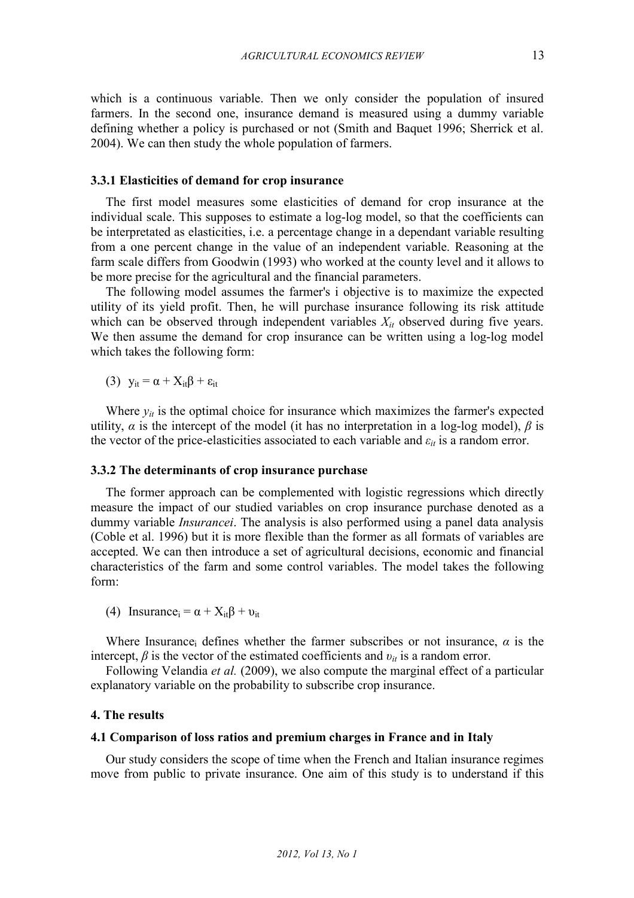which is a continuous variable. Then we only consider the population of insured farmers. In the second one, insurance demand is measured using a dummy variable defining whether a policy is purchased or not (Smith and Baquet 1996; Sherrick et al. 2004). We can then study the whole population of farmers.

### 3.3.1 Elasticities of demand for crop insurance

The first model measures some elasticities of demand for crop insurance at the individual scale. This supposes to estimate a log-log model, so that the coefficients can be interpretated as elasticities, i.e. a percentage change in a dependant variable resulting from a one percent change in the value of an independent variable. Reasoning at the farm scale differs from Goodwin (1993) who worked at the county level and it allows to be more precise for the agricultural and the financial parameters.

The following model assumes the farmer's i objective is to maximize the expected utility of its yield profit. Then, he will purchase insurance following its risk attitude which can be observed through independent variables $X_{it}$ observed during five years. We then assume the demand for crop insurance can be written using a log-log model which takes the following form:

(3) $y_{it} = \alpha + X_{it}\beta + \varepsilon_{it}$

Where $y_{it}$ is the optimal choice for insurance which maximizes the farmer's expected utility, $\alpha$ is the intercept of the model (it has no interpretation in a log-log model), $\beta$ is the vector of the price-elasticities associated to each variable and $\varepsilon_{it}$ is a random error.

### 3.3.2 The determinants of crop insurance purchase

The former approach can be complemented with logistic regressions which directly measure the impact of our studied variables on crop insurance purchase denoted as a dummy variable *Insurancei*. The analysis is also performed using a panel data analysis (Coble et al. 1996) but it is more flexible than the former as all formats of variables are accepted. We can then introduce a set of agricultural decisions, economic and financial characteristics of the farm and some control variables. The model takes the following form:

(4) $\text{Insurance}_i = \alpha + X_{it}\beta + \upsilon_{it}$

Where $\text{Insurance}_i$ defines whether the farmer subscribes or not insurance, $\alpha$ is the intercept, $\beta$ is the vector of the estimated coefficients and $\upsilon_{it}$ is a random error.

Following Velandia *et al.* (2009), we also compute the marginal effect of a particular explanatory variable on the probability to subscribe crop insurance.

## 4. The results

### 4.1 Comparison of loss ratios and premium charges in France and in Italy

Our study considers the scope of time when the French and Italian insurance regimes move from public to private insurance. One aim of this study is to understand if this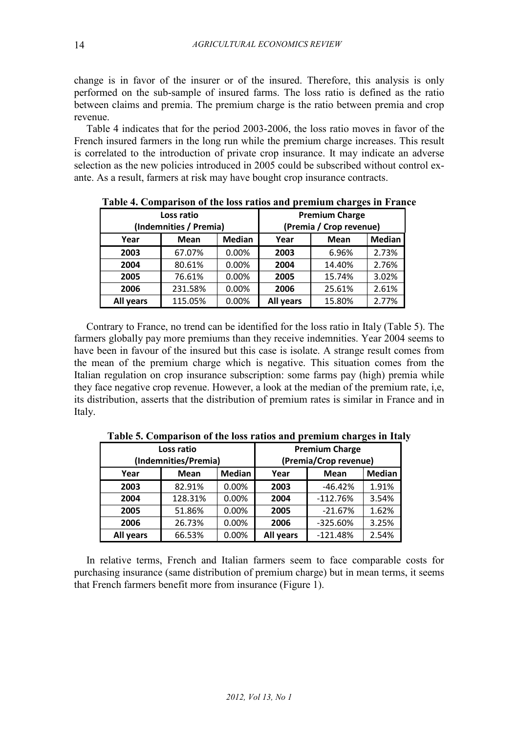change is in favor of the insurer or of the insured. Therefore, this analysis is only performed on the sub-sample of insured farms. The loss ratio is defined as the ratio between claims and premia. The premium charge is the ratio between premia and crop revenue.

Table 4 indicates that for the period 2003-2006, the loss ratio moves in favor of the French insured farmers in the long run while the premium charge increases. This result is correlated to the introduction of private crop insurance. It may indicate an adverse selection as the new policies introduced in 2005 could be subscribed without control ex-ante. As a result, farmers at risk may have bought crop insurance contracts.

**Table 4. Comparison of the loss ratios and premium charges in France**

| Loss ratio (Indemnities / Premia) | | | Premium Charge (Premia / Crop revenue) | | |
|---|---|---|---|---|---|
| **Year** | **Mean** | **Median** | **Year** | **Mean** | **Median** |
| **2003** | 67.07% | 0.00% | **2003** | 6.96% | 2.73% |
| **2004** | 80.61% | 0.00% | **2004** | 14.40% | 2.76% |
| **2005** | 76.61% | 0.00% | **2005** | 15.74% | 3.02% |
| **2006** | 231.58% | 0.00% | **2006** | 25.61% | 2.61% |
| **All years** | 115.05% | 0.00% | **All years** | 15.80% | 2.77% |

Contrary to France, no trend can be identified for the loss ratio in Italy (Table 5). The farmers globally pay more premiums than they receive indemnities. Year 2004 seems to have been in favour of the insured but this case is isolate. A strange result comes from the mean of the premium charge which is negative. This situation comes from the Italian regulation on crop insurance subscription: some farms pay (high) premia while they face negative crop revenue. However, a look at the median of the premium rate, i,e, its distribution, asserts that the distribution of premium rates is similar in France and in Italy.

**Table 5. Comparison of the loss ratios and premium charges in Italy**

| Loss ratio (Indemnities/Premia) | | | Premium Charge (Premia/Crop revenue) | | |
|---|---|---|---|---|---|
| **Year** | **Mean** | **Median** | **Year** | **Mean** | **Median** |
| **2003** | 82.91% | 0.00% | **2003** | -46.42% | 1.91% |
| **2004** | 128.31% | 0.00% | **2004** | -112.76% | 3.54% |
| **2005** | 51.86% | 0.00% | **2005** | -21.67% | 1.62% |
| **2006** | 26.73% | 0.00% | **2006** | -325.60% | 3.25% |
| **All years** | 66.53% | 0.00% | **All years** | -121.48% | 2.54% |

In relative terms, French and Italian farmers seem to face comparable costs for purchasing insurance (same distribution of premium charge) but in mean terms, it seems that French farmers benefit more from insurance (Figure 1).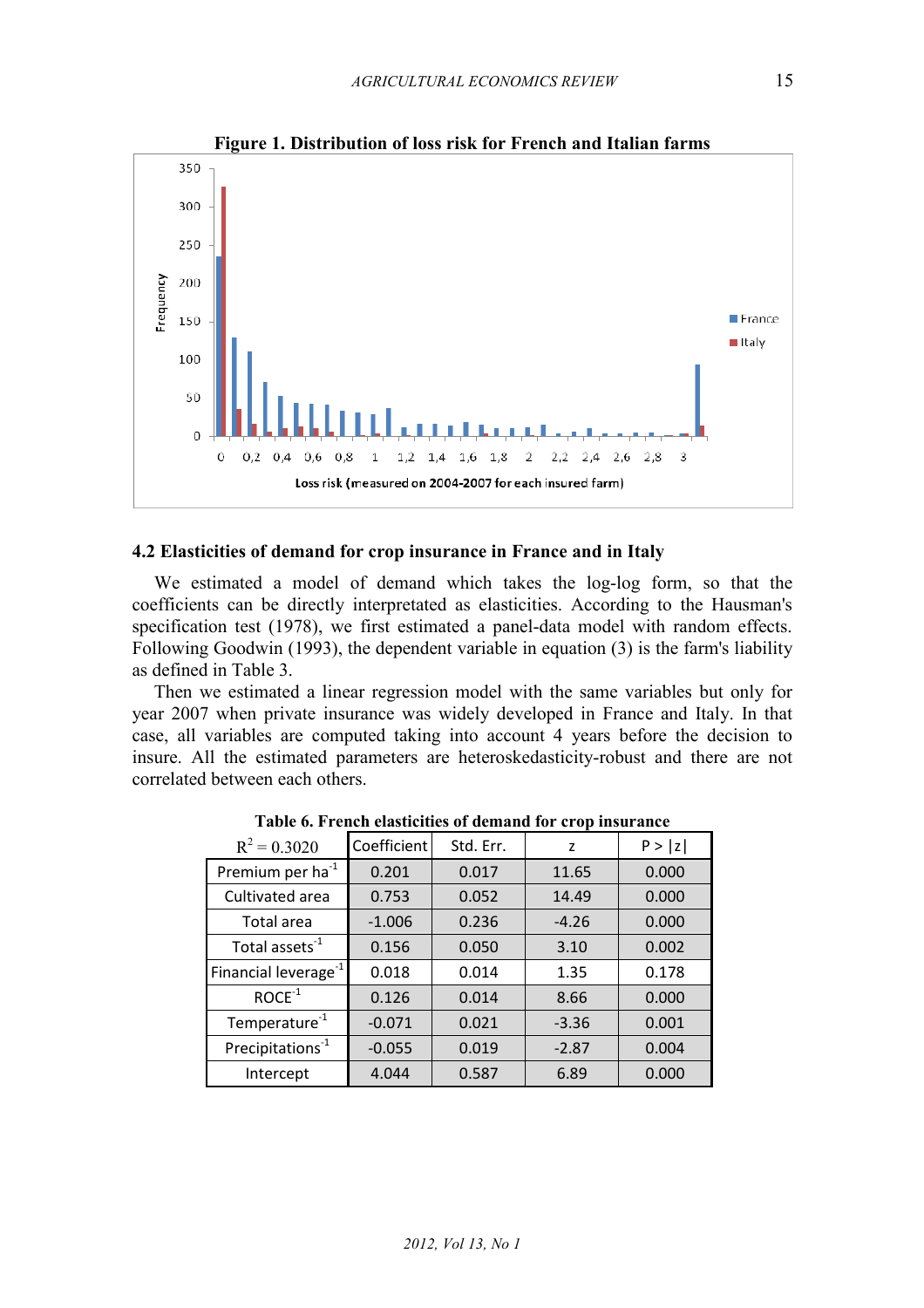**Figure 1. Distribution of loss risk for French and Italian farms**

## 4.2 Elasticities of demand for crop insurance in France and in Italy

We estimated a model of demand which takes the log-log form, so that the coefficients can be directly interpretated as elasticities. According to the Hausman's specification test (1978), we first estimated a panel-data model with random effects. Following Goodwin (1993), the dependent variable in equation (3) is the farm's liability as defined in Table 3.

Then we estimated a linear regression model with the same variables but only for year 2007 when private insurance was widely developed in France and Italy. In that case, all variables are computed taking into account 4 years before the decision to insure. All the estimated parameters are heteroskedasticity-robust and there are not correlated between each others.

**Table 6. French elasticities of demand for crop insurance**

| $R^2 = 0.3020$ | Coefficient | Std. Err. | z | P > \|z\| |
|---|---|---|---|---|
| Premium per ha$^{-1}$ | 0.201 | 0.017 | 11.65 | 0.000 |
| Cultivated area | 0.753 | 0.052 | 14.49 | 0.000 |
| Total area | -1.006 | 0.236 | -4.26 | 0.000 |
| Total assets$^{-1}$ | 0.156 | 0.050 | 3.10 | 0.002 |
| Financial leverage$^{-1}$ | 0.018 | 0.014 | 1.35 | 0.178 |
| ROCE$^{-1}$ | 0.126 | 0.014 | 8.66 | 0.000 |
| Temperature$^{-1}$ | -0.071 | 0.021 | -3.36 | 0.001 |
| Precipitations$^{-1}$ | -0.055 | 0.019 | -2.87 | 0.004 |
| Intercept | 4.044 | 0.587 | 6.89 | 0.000 |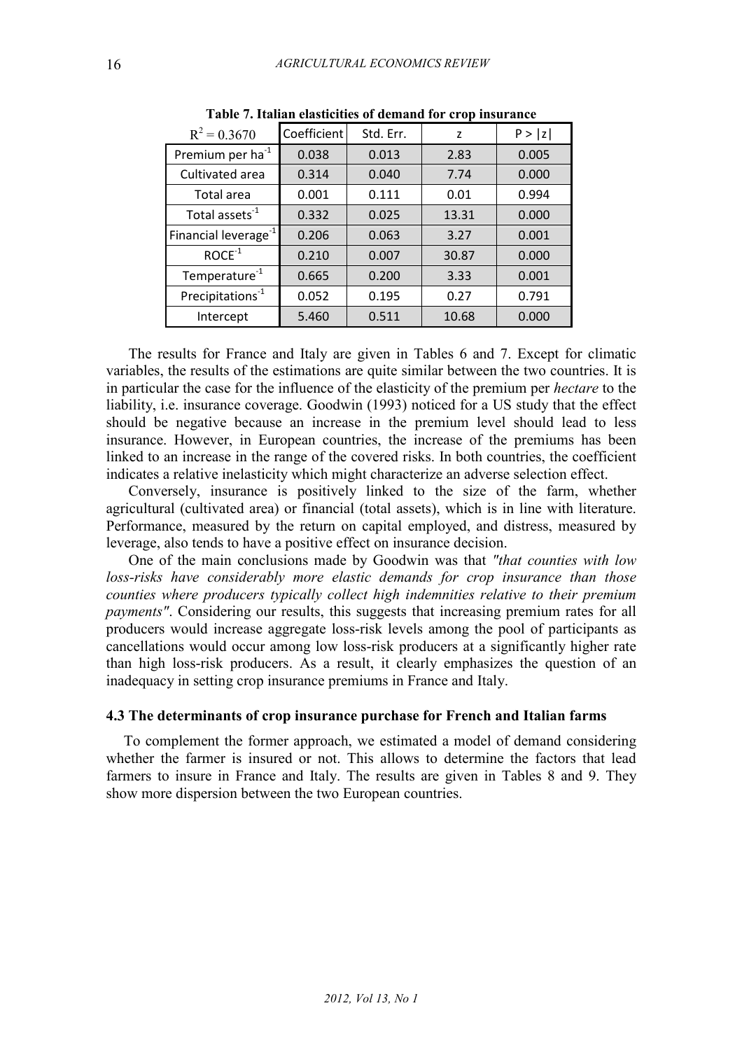**Table 7. Italian elasticities of demand for crop insurance**

| $R^2 = 0.3670$ | Coefficient | Std. Err. | z | P > \|z\| |
|---|---|---|---|---|
| Premium per ha$^{-1}$ | 0.038 | 0.013 | 2.83 | 0.005 |
| Cultivated area | 0.314 | 0.040 | 7.74 | 0.000 |
| Total area | 0.001 | 0.111 | 0.01 | 0.994 |
| Total assets$^{-1}$ | 0.332 | 0.025 | 13.31 | 0.000 |
| Financial leverage$^{-1}$ | 0.206 | 0.063 | 3.27 | 0.001 |
| ROCE$^{-1}$ | 0.210 | 0.007 | 30.87 | 0.000 |
| Temperature$^{-1}$ | 0.665 | 0.200 | 3.33 | 0.001 |
| Precipitations$^{-1}$ | 0.052 | 0.195 | 0.27 | 0.791 |
| Intercept | 5.460 | 0.511 | 10.68 | 0.000 |

The results for France and Italy are given in Tables 6 and 7. Except for climatic variables, the results of the estimations are quite similar between the two countries. It is in particular the case for the influence of the elasticity of the premium per *hectare* to the liability, i.e. insurance coverage. Goodwin (1993) noticed for a US study that the effect should be negative because an increase in the premium level should lead to less insurance. However, in European countries, the increase of the premiums has been linked to an increase in the range of the covered risks. In both countries, the coefficient indicates a relative inelasticity which might characterize an adverse selection effect.

Conversely, insurance is positively linked to the size of the farm, whether agricultural (cultivated area) or financial (total assets), which is in line with literature. Performance, measured by the return on capital employed, and distress, measured by leverage, also tends to have a positive effect on insurance decision.

One of the main conclusions made by Goodwin was that *"that counties with low loss-risks have considerably more elastic demands for crop insurance than those counties where producers typically collect high indemnities relative to their premium payments"*. Considering our results, this suggests that increasing premium rates for all producers would increase aggregate loss-risk levels among the pool of participants as cancellations would occur among low loss-risk producers at a significantly higher rate than high loss-risk producers. As a result, it clearly emphasizes the question of an inadequacy in setting crop insurance premiums in France and Italy.

### 4.3 The determinants of crop insurance purchase for French and Italian farms

To complement the former approach, we estimated a model of demand considering whether the farmer is insured or not. This allows to determine the factors that lead farmers to insure in France and Italy. The results are given in Tables 8 and 9. They show more dispersion between the two European countries.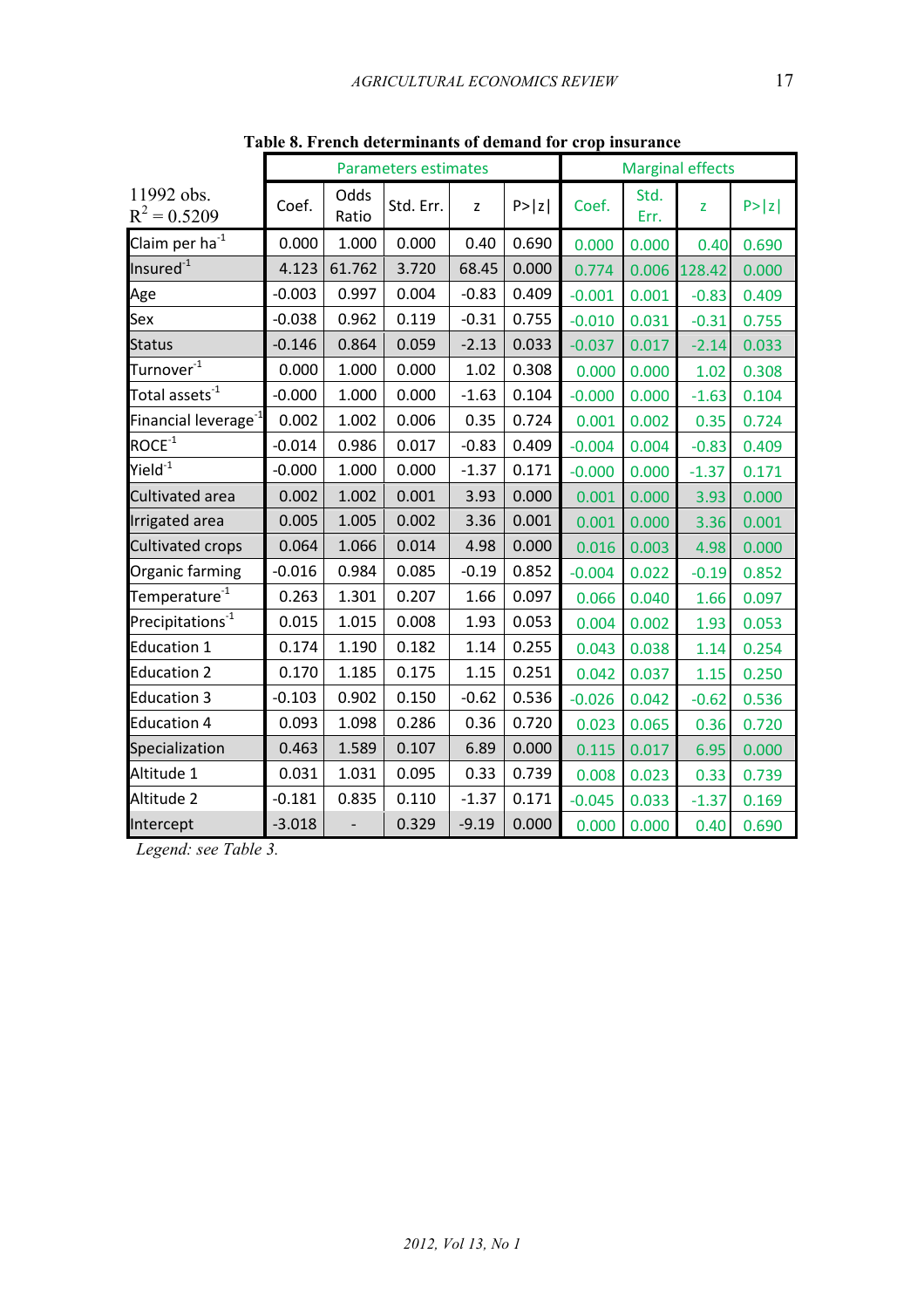**Table 8. French determinants of demand for crop insurance**

| 11992 obs. $R^2 = 0.5209$ | Parameters estimates | | | | | Marginal effects | | | |
|---|---|---|---|---|---|---|---|---|---|
| | Coef. | Odds Ratio | Std. Err. | z | P>\|z\| | Coef. | Std. Err. | z | P>\|z\| |
| Claim per ha$^{-1}$ | 0.000 | 1.000 | 0.000 | 0.40 | 0.690 | 0.000 | 0.000 | 0.40 | 0.690 |
| Insured$^{-1}$ | 4.123 | 61.762 | 3.720 | 68.45 | 0.000 | 0.774 | 0.006 | 128.42 | 0.000 |
| Age | -0.003 | 0.997 | 0.004 | -0.83 | 0.409 | -0.001 | 0.001 | -0.83 | 0.409 |
| Sex | -0.038 | 0.962 | 0.119 | -0.31 | 0.755 | -0.010 | 0.031 | -0.31 | 0.755 |
| Status | -0.146 | 0.864 | 0.059 | -2.13 | 0.033 | -0.037 | 0.017 | -2.14 | 0.033 |
| Turnover$^{-1}$ | 0.000 | 1.000 | 0.000 | 1.02 | 0.308 | 0.000 | 0.000 | 1.02 | 0.308 |
| Total assets$^{-1}$ | -0.000 | 1.000 | 0.000 | -1.63 | 0.104 | -0.000 | 0.000 | -1.63 | 0.104 |
| Financial leverage$^{-1}$ | 0.002 | 1.002 | 0.006 | 0.35 | 0.724 | 0.001 | 0.002 | 0.35 | 0.724 |
| ROCE$^{-1}$ | -0.014 | 0.986 | 0.017 | -0.83 | 0.409 | -0.004 | 0.004 | -0.83 | 0.409 |
| Yield$^{-1}$ | -0.000 | 1.000 | 0.000 | -1.37 | 0.171 | -0.000 | 0.000 | -1.37 | 0.171 |
| Cultivated area | 0.002 | 1.002 | 0.001 | 3.93 | 0.000 | 0.001 | 0.000 | 3.93 | 0.000 |
| Irrigated area | 0.005 | 1.005 | 0.002 | 3.36 | 0.001 | 0.001 | 0.000 | 3.36 | 0.001 |
| Cultivated crops | 0.064 | 1.066 | 0.014 | 4.98 | 0.000 | 0.016 | 0.003 | 4.98 | 0.000 |
| Organic farming | -0.016 | 0.984 | 0.085 | -0.19 | 0.852 | -0.004 | 0.022 | -0.19 | 0.852 |
| Temperature$^{-1}$ | 0.263 | 1.301 | 0.207 | 1.66 | 0.097 | 0.066 | 0.040 | 1.66 | 0.097 |
| Precipitations$^{-1}$ | 0.015 | 1.015 | 0.008 | 1.93 | 0.053 | 0.004 | 0.002 | 1.93 | 0.053 |
| Education 1 | 0.174 | 1.190 | 0.182 | 1.14 | 0.255 | 0.043 | 0.038 | 1.14 | 0.254 |
| Education 2 | 0.170 | 1.185 | 0.175 | 1.15 | 0.251 | 0.042 | 0.037 | 1.15 | 0.250 |
| Education 3 | -0.103 | 0.902 | 0.150 | -0.62 | 0.536 | -0.026 | 0.042 | -0.62 | 0.536 |
| Education 4 | 0.093 | 1.098 | 0.286 | 0.36 | 0.720 | 0.023 | 0.065 | 0.36 | 0.720 |
| Specialization | 0.463 | 1.589 | 0.107 | 6.89 | 0.000 | 0.115 | 0.017 | 6.95 | 0.000 |
| Altitude 1 | 0.031 | 1.031 | 0.095 | 0.33 | 0.739 | 0.008 | 0.023 | 0.33 | 0.739 |
| Altitude 2 | -0.181 | 0.835 | 0.110 | -1.37 | 0.171 | -0.045 | 0.033 | -1.37 | 0.169 |
| Intercept | -3.018 | - | 0.329 | -9.19 | 0.000 | 0.000 | 0.000 | 0.40 | 0.690 |

*Legend: see Table 3.*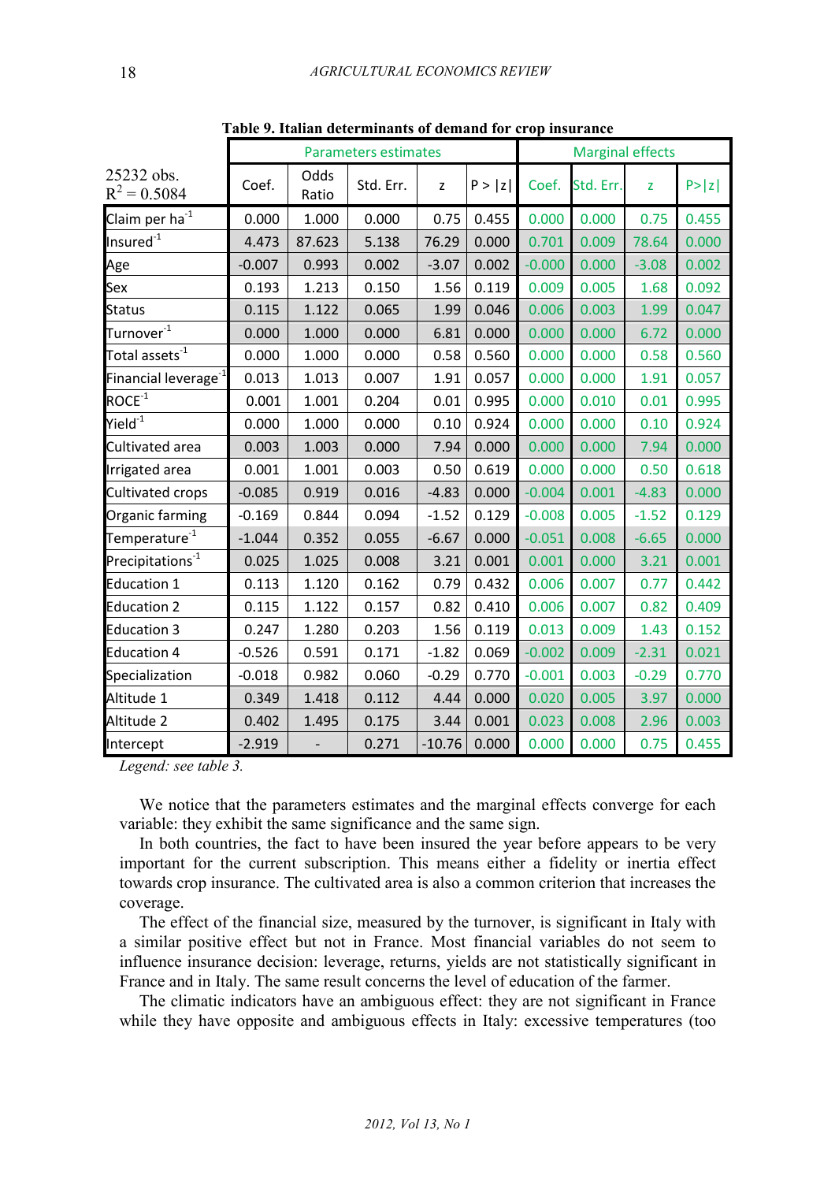**Table 9. Italian determinants of demand for crop insurance**

| 25232 obs. $R^2 = 0.5084$ | Parameters estimates | | | | | Marginal effects | | | |
|---|---|---|---|---|---|---|---|---|---|
| | Coef. | Odds Ratio | Std. Err. | z | P > \|z\| | Coef. | Std. Err. | z | P>\|z\| |
| Claim per ha$^{-1}$ | 0.000 | 1.000 | 0.000 | 0.75 | 0.455 | 0.000 | 0.000 | 0.75 | 0.455 |
| Insured$^{-1}$ | 4.473 | 87.623 | 5.138 | 76.29 | 0.000 | 0.701 | 0.009 | 78.64 | 0.000 |
| Age | -0.007 | 0.993 | 0.002 | -3.07 | 0.002 | -0.000 | 0.000 | -3.08 | 0.002 |
| Sex | 0.193 | 1.213 | 0.150 | 1.56 | 0.119 | 0.009 | 0.005 | 1.68 | 0.092 |
| Status | 0.115 | 1.122 | 0.065 | 1.99 | 0.046 | 0.006 | 0.003 | 1.99 | 0.047 |
| Turnover$^{-1}$ | 0.000 | 1.000 | 0.000 | 6.81 | 0.000 | 0.000 | 0.000 | 6.72 | 0.000 |
| Total assets$^{-1}$ | 0.000 | 1.000 | 0.000 | 0.58 | 0.560 | 0.000 | 0.000 | 0.58 | 0.560 |
| Financial leverage$^{-1}$ | 0.013 | 1.013 | 0.007 | 1.91 | 0.057 | 0.000 | 0.000 | 1.91 | 0.057 |
| ROCE$^{-1}$ | 0.001 | 1.001 | 0.204 | 0.01 | 0.995 | 0.000 | 0.010 | 0.01 | 0.995 |
| Yield$^{-1}$ | 0.000 | 1.000 | 0.000 | 0.10 | 0.924 | 0.000 | 0.000 | 0.10 | 0.924 |
| Cultivated area | 0.003 | 1.003 | 0.000 | 7.94 | 0.000 | 0.000 | 0.000 | 7.94 | 0.000 |
| Irrigated area | 0.001 | 1.001 | 0.003 | 0.50 | 0.619 | 0.000 | 0.000 | 0.50 | 0.618 |
| Cultivated crops | -0.085 | 0.919 | 0.016 | -4.83 | 0.000 | -0.004 | 0.001 | -4.83 | 0.000 |
| Organic farming | -0.169 | 0.844 | 0.094 | -1.52 | 0.129 | -0.008 | 0.005 | -1.52 | 0.129 |
| Temperature$^{-1}$ | -1.044 | 0.352 | 0.055 | -6.67 | 0.000 | -0.051 | 0.008 | -6.65 | 0.000 |
| Precipitations$^{-1}$ | 0.025 | 1.025 | 0.008 | 3.21 | 0.001 | 0.001 | 0.000 | 3.21 | 0.001 |
| Education 1 | 0.113 | 1.120 | 0.162 | 0.79 | 0.432 | 0.006 | 0.007 | 0.77 | 0.442 |
| Education 2 | 0.115 | 1.122 | 0.157 | 0.82 | 0.410 | 0.006 | 0.007 | 0.82 | 0.409 |
| Education 3 | 0.247 | 1.280 | 0.203 | 1.56 | 0.119 | 0.013 | 0.009 | 1.43 | 0.152 |
| Education 4 | -0.526 | 0.591 | 0.171 | -1.82 | 0.069 | -0.002 | 0.009 | -2.31 | 0.021 |
| Specialization | -0.018 | 0.982 | 0.060 | -0.29 | 0.770 | -0.001 | 0.003 | -0.29 | 0.770 |
| Altitude 1 | 0.349 | 1.418 | 0.112 | 4.44 | 0.000 | 0.020 | 0.005 | 3.97 | 0.000 |
| Altitude 2 | 0.402 | 1.495 | 0.175 | 3.44 | 0.001 | 0.023 | 0.008 | 2.96 | 0.003 |
| Intercept | -2.919 | - | 0.271 | -10.76 | 0.000 | 0.000 | 0.000 | 0.75 | 0.455 |

*Legend: see table 3.*

We notice that the parameters estimates and the marginal effects converge for each variable: they exhibit the same significance and the same sign.

In both countries, the fact to have been insured the year before appears to be very important for the current subscription. This means either a fidelity or inertia effect towards crop insurance. The cultivated area is also a common criterion that increases the coverage.

The effect of the financial size, measured by the turnover, is significant in Italy with a similar positive effect but not in France. Most financial variables do not seem to influence insurance decision: leverage, returns, yields are not statistically significant in France and in Italy. The same result concerns the level of education of the farmer.

The climatic indicators have an ambiguous effect: they are not significant in France while they have opposite and ambiguous effects in Italy: excessive temperatures (too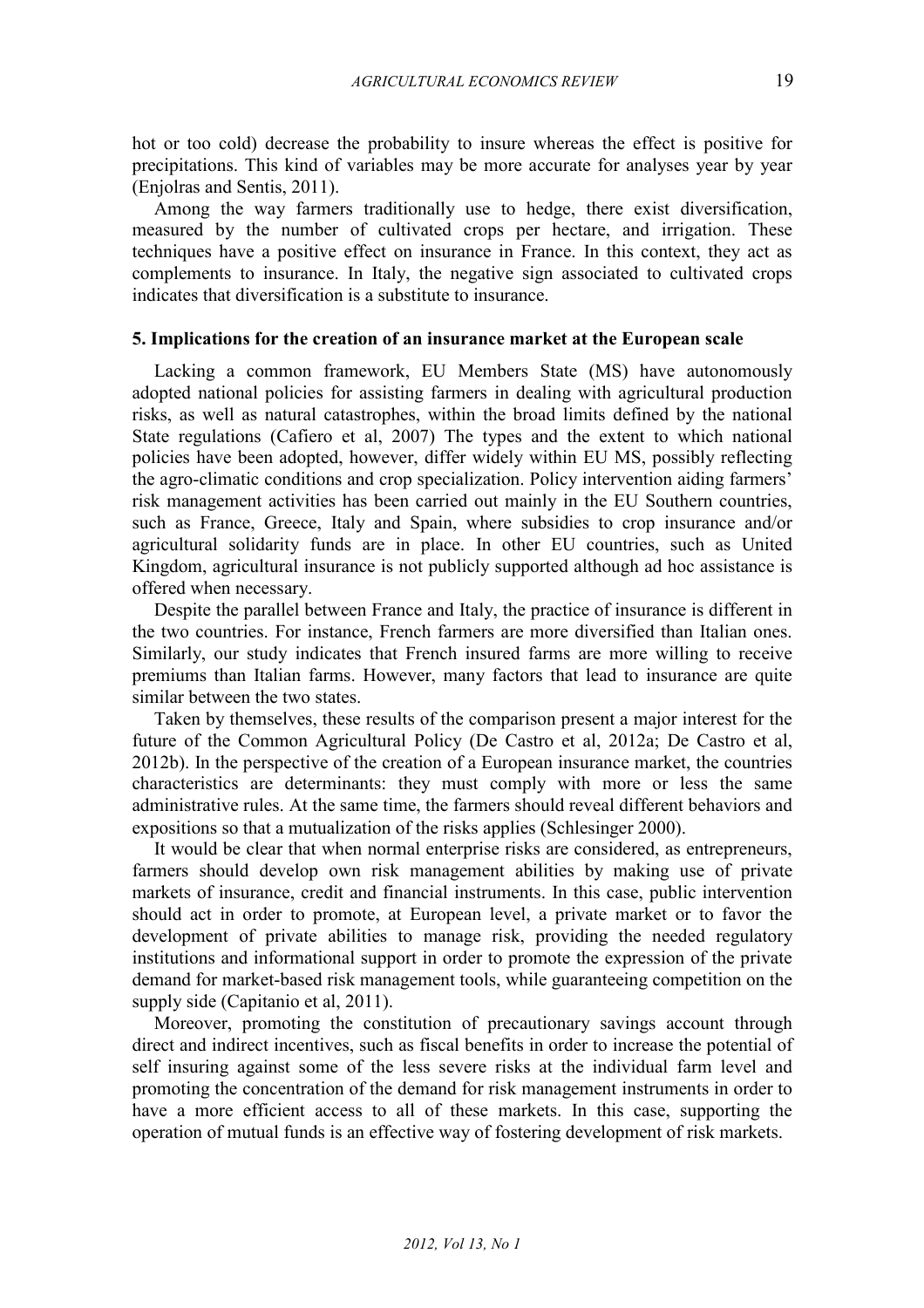hot or too cold) decrease the probability to insure whereas the effect is positive for precipitations. This kind of variables may be more accurate for analyses year by year (Enjolras and Sentis, 2011).

Among the way farmers traditionally use to hedge, there exist diversification, measured by the number of cultivated crops per hectare, and irrigation. These techniques have a positive effect on insurance in France. In this context, they act as complements to insurance. In Italy, the negative sign associated to cultivated crops indicates that diversification is a substitute to insurance.

## 5. Implications for the creation of an insurance market at the European scale

Lacking a common framework, EU Members State (MS) have autonomously adopted national policies for assisting farmers in dealing with agricultural production risks, as well as natural catastrophes, within the broad limits defined by the national State regulations (Cafiero et al, 2007) The types and the extent to which national policies have been adopted, however, differ widely within EU MS, possibly reflecting the agro-climatic conditions and crop specialization. Policy intervention aiding farmers' risk management activities has been carried out mainly in the EU Southern countries, such as France, Greece, Italy and Spain, where subsidies to crop insurance and/or agricultural solidarity funds are in place. In other EU countries, such as United Kingdom, agricultural insurance is not publicly supported although ad hoc assistance is offered when necessary.

Despite the parallel between France and Italy, the practice of insurance is different in the two countries. For instance, French farmers are more diversified than Italian ones. Similarly, our study indicates that French insured farms are more willing to receive premiums than Italian farms. However, many factors that lead to insurance are quite similar between the two states.

Taken by themselves, these results of the comparison present a major interest for the future of the Common Agricultural Policy (De Castro et al, 2012a; De Castro et al, 2012b). In the perspective of the creation of a European insurance market, the countries characteristics are determinants: they must comply with more or less the same administrative rules. At the same time, the farmers should reveal different behaviors and expositions so that a mutualization of the risks applies (Schlesinger 2000).

It would be clear that when normal enterprise risks are considered, as entrepreneurs, farmers should develop own risk management abilities by making use of private markets of insurance, credit and financial instruments. In this case, public intervention should act in order to promote, at European level, a private market or to favor the development of private abilities to manage risk, providing the needed regulatory institutions and informational support in order to promote the expression of the private demand for market-based risk management tools, while guaranteeing competition on the supply side (Capitanio et al, 2011).

Moreover, promoting the constitution of precautionary savings account through direct and indirect incentives, such as fiscal benefits in order to increase the potential of self insuring against some of the less severe risks at the individual farm level and promoting the concentration of the demand for risk management instruments in order to have a more efficient access to all of these markets. In this case, supporting the operation of mutual funds is an effective way of fostering development of risk markets.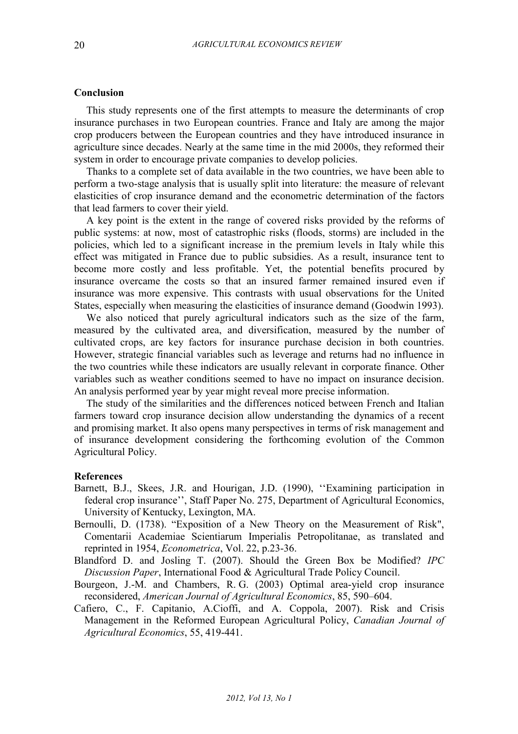## Conclusion

This study represents one of the first attempts to measure the determinants of crop insurance purchases in two European countries. France and Italy are among the major crop producers between the European countries and they have introduced insurance in agriculture since decades. Nearly at the same time in the mid 2000s, they reformed their system in order to encourage private companies to develop policies.

Thanks to a complete set of data available in the two countries, we have been able to perform a two-stage analysis that is usually split into literature: the measure of relevant elasticities of crop insurance demand and the econometric determination of the factors that lead farmers to cover their yield.

A key point is the extent in the range of covered risks provided by the reforms of public systems: at now, most of catastrophic risks (floods, storms) are included in the policies, which led to a significant increase in the premium levels in Italy while this effect was mitigated in France due to public subsidies. As a result, insurance tent to become more costly and less profitable. Yet, the potential benefits procured by insurance overcame the costs so that an insured farmer remained insured even if insurance was more expensive. This contrasts with usual observations for the United States, especially when measuring the elasticities of insurance demand (Goodwin 1993).

We also noticed that purely agricultural indicators such as the size of the farm, measured by the cultivated area, and diversification, measured by the number of cultivated crops, are key factors for insurance purchase decision in both countries. However, strategic financial variables such as leverage and returns had no influence in the two countries while these indicators are usually relevant in corporate finance. Other variables such as weather conditions seemed to have no impact on insurance decision. An analysis performed year by year might reveal more precise information.

The study of the similarities and the differences noticed between French and Italian farmers toward crop insurance decision allow understanding the dynamics of a recent and promising market. It also opens many perspectives in terms of risk management and of insurance development considering the forthcoming evolution of the Common Agricultural Policy.

## References

Barnett, B.J., Skees, J.R. and Hourigan, J.D. (1990), ''Examining participation in federal crop insurance'', Staff Paper No. 275, Department of Agricultural Economics, University of Kentucky, Lexington, MA.

Bernoulli, D. (1738). "Exposition of a New Theory on the Measurement of Risk", Comentarii Academiae Scientiarum Imperialis Petropolitanae, as translated and reprinted in 1954, *Econometrica*, Vol. 22, p.23-36.

Blandford D. and Josling T. (2007). Should the Green Box be Modified? *IPC Discussion Paper*, International Food & Agricultural Trade Policy Council.

Bourgeon, J.-M. and Chambers, R. G. (2003) Optimal area-yield crop insurance reconsidered, *American Journal of Agricultural Economics*, 85, 590–604.

Cafiero, C., F. Capitanio, A.Cioffi, and A. Coppola, 2007). Risk and Crisis Management in the Reformed European Agricultural Policy, *Canadian Journal of Agricultural Economics*, 55, 419-441.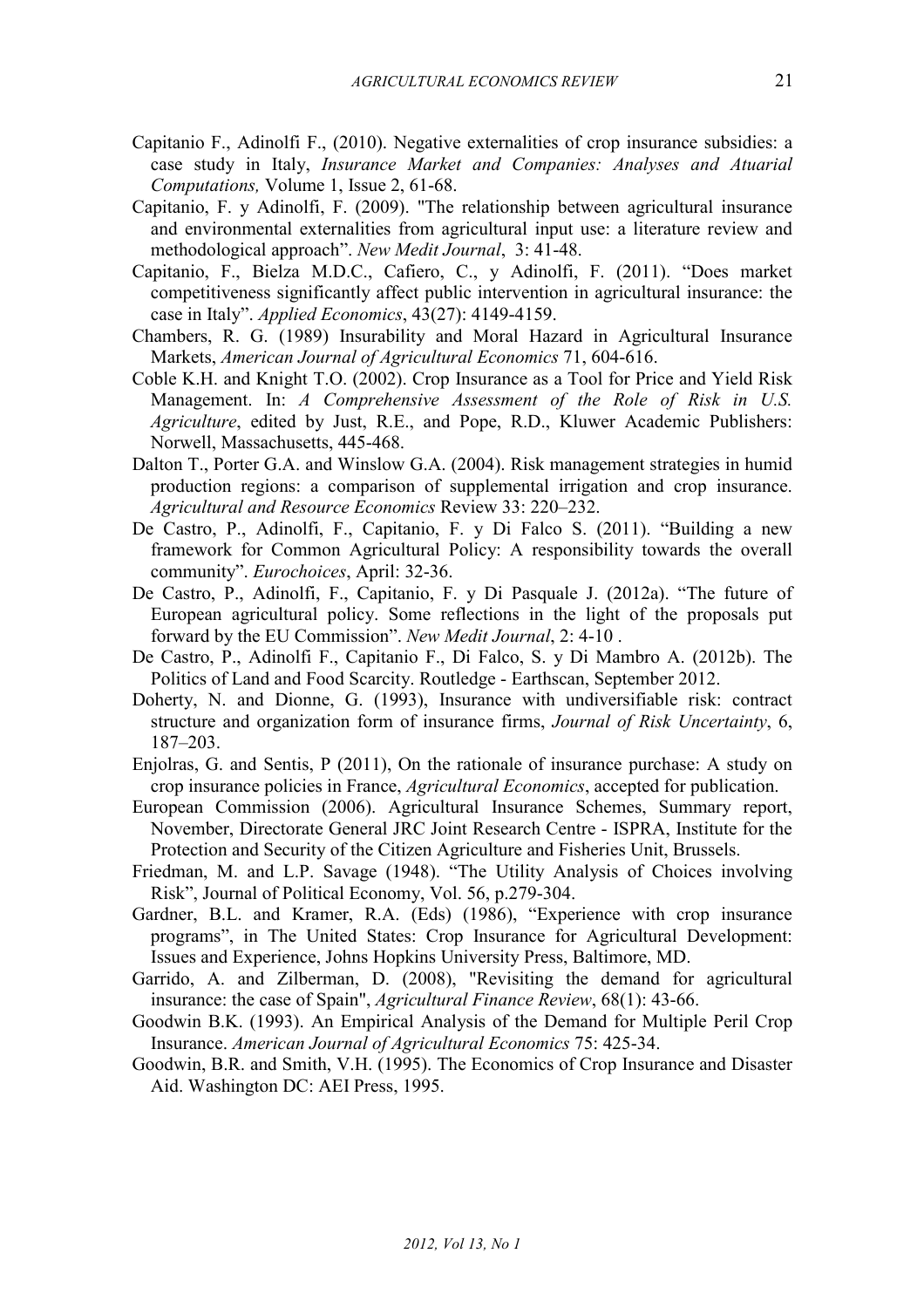Capitanio F., Adinolfi F., (2010). Negative externalities of crop insurance subsidies: a case study in Italy, *Insurance Market and Companies: Analyses and Atuarial Computations,* Volume 1, Issue 2, 61-68.

Capitanio, F. y Adinolfi, F. (2009). "The relationship between agricultural insurance and environmental externalities from agricultural input use: a literature review and methodological approach". *New Medit Journal*, 3: 41-48.

Capitanio, F., Bielza M.D.C., Cafiero, C., y Adinolfi, F. (2011). "Does market competitiveness significantly affect public intervention in agricultural insurance: the case in Italy". *Applied Economics*, 43(27): 4149-4159.

Chambers, R. G. (1989) Insurability and Moral Hazard in Agricultural Insurance Markets, *American Journal of Agricultural Economics* 71, 604-616.

Coble K.H. and Knight T.O. (2002). Crop Insurance as a Tool for Price and Yield Risk Management. In: *A Comprehensive Assessment of the Role of Risk in U.S. Agriculture*, edited by Just, R.E., and Pope, R.D., Kluwer Academic Publishers: Norwell, Massachusetts, 445-468.

Dalton T., Porter G.A. and Winslow G.A. (2004). Risk management strategies in humid production regions: a comparison of supplemental irrigation and crop insurance. *Agricultural and Resource Economics* Review 33: 220–232.

De Castro, P., Adinolfi, F., Capitanio, F. y Di Falco S. (2011). "Building a new framework for Common Agricultural Policy: A responsibility towards the overall community". *Eurochoices*, April: 32-36.

De Castro, P., Adinolfi, F., Capitanio, F. y Di Pasquale J. (2012a). "The future of European agricultural policy. Some reflections in the light of the proposals put forward by the EU Commission". *New Medit Journal*, 2: 4-10 .

De Castro, P., Adinolfi F., Capitanio F., Di Falco, S. y Di Mambro A. (2012b). The Politics of Land and Food Scarcity. Routledge - Earthscan, September 2012.

Doherty, N. and Dionne, G. (1993), Insurance with undiversifiable risk: contract structure and organization form of insurance firms, *Journal of Risk Uncertainty*, 6, 187–203.

Enjolras, G. and Sentis, P (2011), On the rationale of insurance purchase: A study on crop insurance policies in France, *Agricultural Economics*, accepted for publication.

European Commission (2006). Agricultural Insurance Schemes, Summary report, November, Directorate General JRC Joint Research Centre - ISPRA, Institute for the Protection and Security of the Citizen Agriculture and Fisheries Unit, Brussels.

Friedman, M. and L.P. Savage (1948). "The Utility Analysis of Choices involving Risk", Journal of Political Economy, Vol. 56, p.279-304.

Gardner, B.L. and Kramer, R.A. (Eds) (1986), "Experience with crop insurance programs", in The United States: Crop Insurance for Agricultural Development: Issues and Experience, Johns Hopkins University Press, Baltimore, MD.

Garrido, A. and Zilberman, D. (2008), "Revisiting the demand for agricultural insurance: the case of Spain", *Agricultural Finance Review*, 68(1): 43-66.

Goodwin B.K. (1993). An Empirical Analysis of the Demand for Multiple Peril Crop Insurance. *American Journal of Agricultural Economics* 75: 425-34.

Goodwin, B.R. and Smith, V.H. (1995). The Economics of Crop Insurance and Disaster Aid. Washington DC: AEI Press, 1995.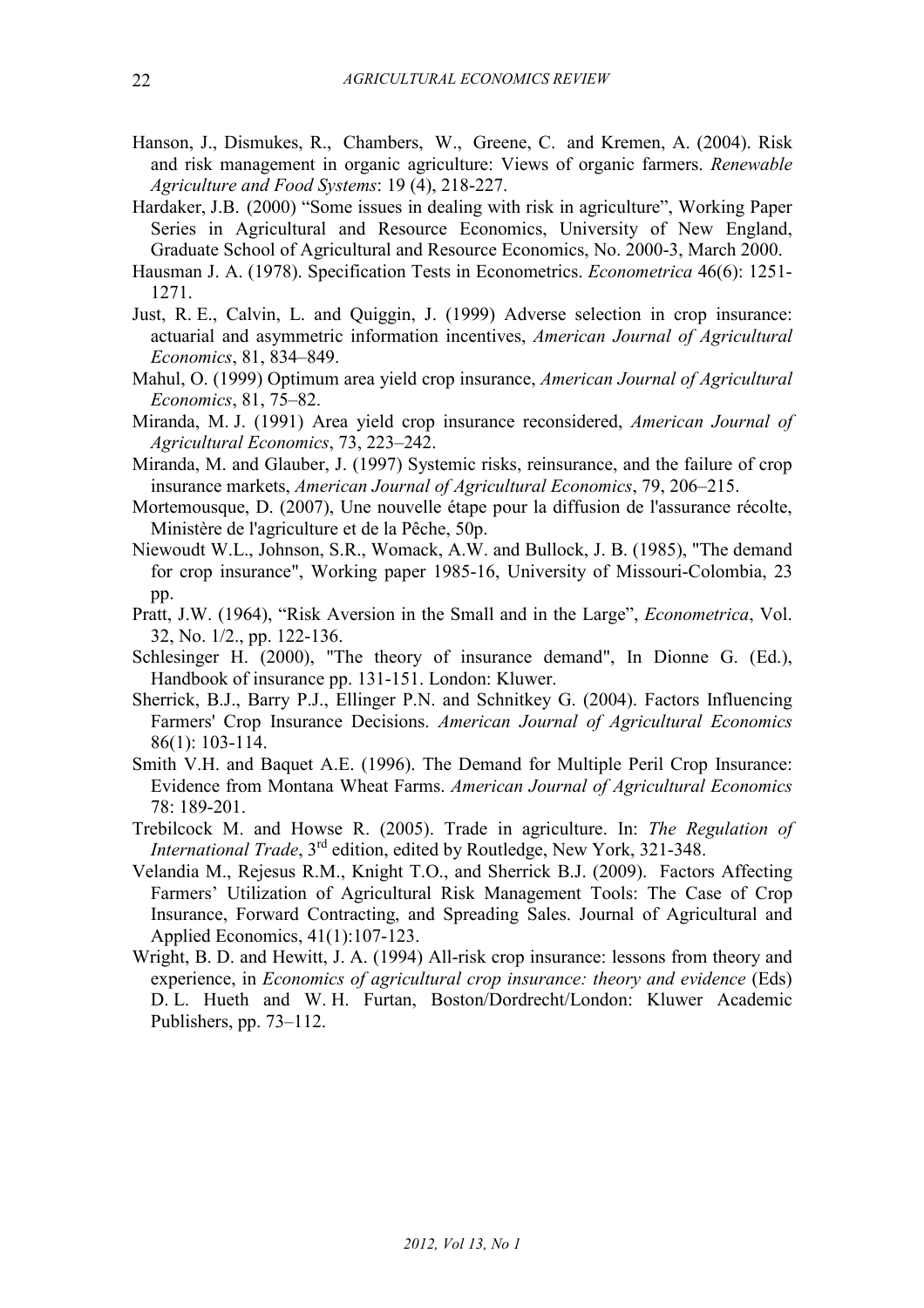Hanson, J., Dismukes, R., Chambers, W., Greene, C. and Kremen, A. (2004). Risk and risk management in organic agriculture: Views of organic farmers. *Renewable Agriculture and Food Systems*: 19 (4), 218-227.

Hardaker, J.B. (2000) "Some issues in dealing with risk in agriculture", Working Paper Series in Agricultural and Resource Economics, University of New England, Graduate School of Agricultural and Resource Economics, No. 2000-3, March 2000.

Hausman J. A. (1978). Specification Tests in Econometrics. *Econometrica* 46(6): 1251-1271.

Just, R. E., Calvin, L. and Quiggin, J. (1999) Adverse selection in crop insurance: actuarial and asymmetric information incentives, *American Journal of Agricultural Economics*, 81, 834–849.

Mahul, O. (1999) Optimum area yield crop insurance, *American Journal of Agricultural Economics*, 81, 75–82.

Miranda, M. J. (1991) Area yield crop insurance reconsidered, *American Journal of Agricultural Economics*, 73, 223–242.

Miranda, M. and Glauber, J. (1997) Systemic risks, reinsurance, and the failure of crop insurance markets, *American Journal of Agricultural Economics*, 79, 206–215.

Mortemousque, D. (2007), Une nouvelle étape pour la diffusion de l'assurance récolte, Ministère de l'agriculture et de la Pêche, 50p.

Niewoudt W.L., Johnson, S.R., Womack, A.W. and Bullock, J. B. (1985), "The demand for crop insurance", Working paper 1985-16, University of Missouri-Colombia, 23 pp.

Pratt, J.W. (1964), "Risk Aversion in the Small and in the Large", *Econometrica*, Vol. 32, No. 1/2., pp. 122-136.

Schlesinger H. (2000), "The theory of insurance demand", In Dionne G. (Ed.), Handbook of insurance pp. 131-151. London: Kluwer.

Sherrick, B.J., Barry P.J., Ellinger P.N. and Schnitkey G. (2004). Factors Influencing Farmers' Crop Insurance Decisions. *American Journal of Agricultural Economics* 86(1): 103-114.

Smith V.H. and Baquet A.E. (1996). The Demand for Multiple Peril Crop Insurance: Evidence from Montana Wheat Farms. *American Journal of Agricultural Economics* 78: 189-201.

Trebilcock M. and Howse R. (2005). Trade in agriculture. In: *The Regulation of International Trade*, 3rd edition, edited by Routledge, New York, 321-348.

Velandia M., Rejesus R.M., Knight T.O., and Sherrick B.J. (2009). Factors Affecting Farmers' Utilization of Agricultural Risk Management Tools: The Case of Crop Insurance, Forward Contracting, and Spreading Sales. Journal of Agricultural and Applied Economics, 41(1):107-123.

Wright, B. D. and Hewitt, J. A. (1994) All-risk crop insurance: lessons from theory and experience, in *Economics of agricultural crop insurance: theory and evidence* (Eds) D. L. Hueth and W. H. Furtan, Boston/Dordrecht/London: Kluwer Academic Publishers, pp. 73–112.